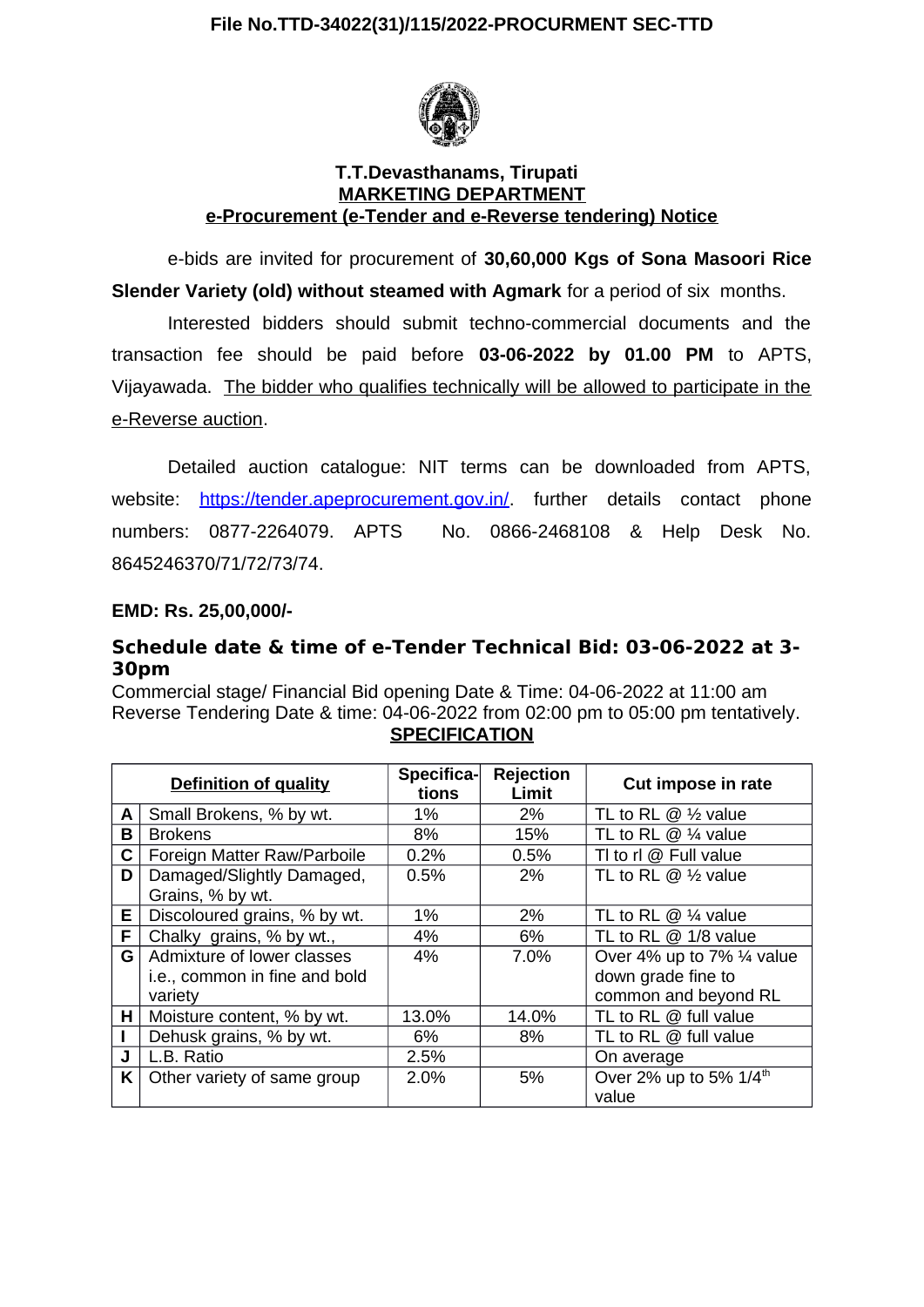**File No.TTD-34022(31)/115/2022-PROCURMENT SEC-TTD**

## T.T.Devasthanams, Tirupati

## MARKETING DEPARTMENT

## e-Procurement (e-Tender and e-Reverse tendering) Notice

e-bids are invited for procurement of **30,60,000 Kgs of Sona Masoori Rice Slender Variety (old) without steamed with Agmark** for a period of six months.

Interested bidders should submit techno-commercial documents and the transaction fee should be paid before **03-06-2022 by 01.00 PM** to APTS, Vijayawada. The bidder who qualifies technically will be allowed to participate in the e-Reverse auction.

Detailed auction catalogue: NIT terms can be downloaded from APTS, website: https://tender.apeprocurement.gov.in/. further details contact phone numbers: 0877-2264079. APTS No. 0866-2468108 & Help Desk No. 8645246370/71/72/73/74.

**EMD: Rs. 25,00,000/-**

**Schedule date & time of e-Tender Technical Bid: 03-06-2022 at 3-30pm**

Commercial stage/ Financial Bid opening Date & Time: 04-06-2022 at 11:00 am
Reverse Tendering Date & time: 04-06-2022 from 02:00 pm to 05:00 pm tentatively.

**SPECIFICATION**

| | Definition of quality | Specifications | Rejection Limit | Cut impose in rate |
|---|---|---|---|---|
| **A** | Small Brokens, % by wt. | 1% | 2% | TL to RL @ ½ value |
| **B** | Brokens | 8% | 15% | TL to RL @ ¼ value |
| **C** | Foreign Matter Raw/Parboile | 0.2% | 0.5% | Tl to rl @ Full value |
| **D** | Damaged/Slightly Damaged, Grains, % by wt. | 0.5% | 2% | TL to RL @ ½ value |
| **E** | Discoloured grains, % by wt. | 1% | 2% | TL to RL @ ¼ value |
| **F** | Chalky grains, % by wt., | 4% | 6% | TL to RL @ 1/8 value |
| **G** | Admixture of lower classes i.e., common in fine and bold variety | 4% | 7.0% | Over 4% up to 7% ¼ value down grade fine to common and beyond RL |
| **H** | Moisture content, % by wt. | 13.0% | 14.0% | TL to RL @ full value |
| **I** | Dehusk grains, % by wt. | 6% | 8% | TL to RL @ full value |
| **J** | L.B. Ratio | 2.5% | | On average |
| **K** | Other variety of same group | 2.0% | 5% | Over 2% up to 5% 1/4th value |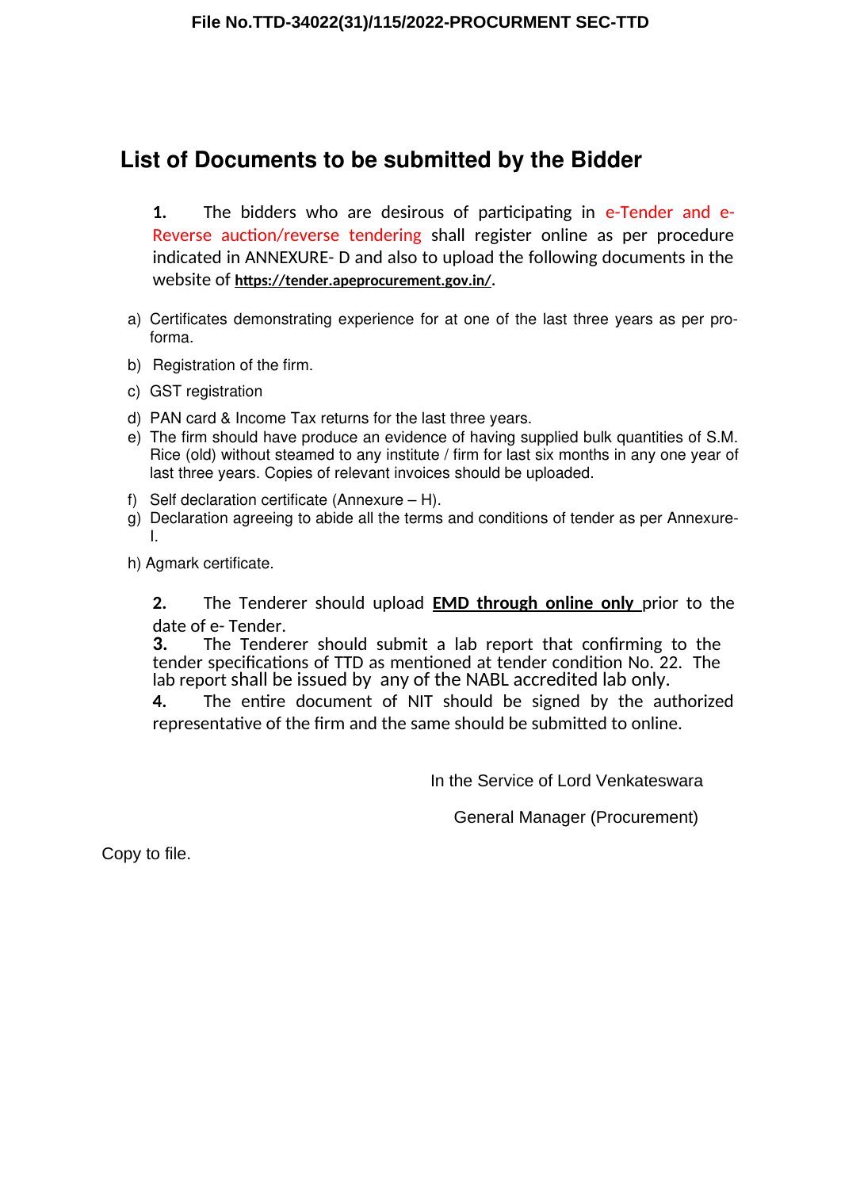File No.TTD-34022(31)/115/2022-PROCURMENT SEC-TTD

## List of Documents to be submitted by the Bidder

**1.** The bidders who are desirous of participating in e-Tender and e-Reverse auction/reverse tendering shall register online as per procedure indicated in ANNEXURE- D and also to upload the following documents in the website of **https://tender.apeprocurement.gov.in/**.

a) Certificates demonstrating experience for at one of the last three years as per pro-forma.

b) Registration of the firm.

c) GST registration

d) PAN card & Income Tax returns for the last three years.

e) The firm should have produce an evidence of having supplied bulk quantities of S.M. Rice (old) without steamed to any institute / firm for last six months in any one year of last three years. Copies of relevant invoices should be uploaded.

f) Self declaration certificate (Annexure – H).

g) Declaration agreeing to abide all the terms and conditions of tender as per Annexure-I.

h) Agmark certificate.

**2.** The Tenderer should upload **EMD through online only** prior to the date of e- Tender.

**3.** The Tenderer should submit a lab report that confirming to the tender specifications of TTD as mentioned at tender condition No. 22. The lab report shall be issued by any of the NABL accredited lab only.

**4.** The entire document of NIT should be signed by the authorized representative of the firm and the same should be submitted to online.

In the Service of Lord Venkateswara

General Manager (Procurement)

Copy to file.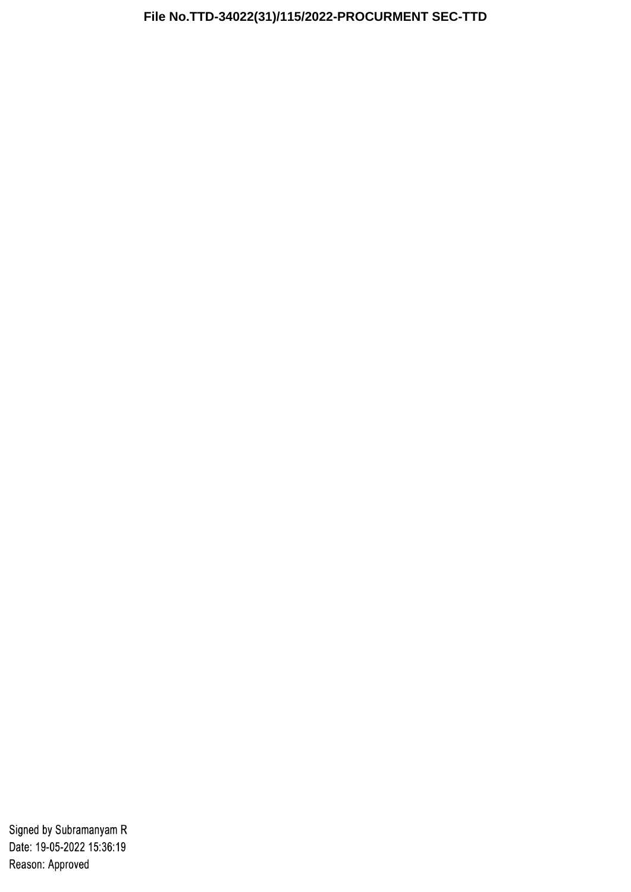Signed by Subramanyam R
Date: 19-05-2022 15:36:19
Reason: Approved